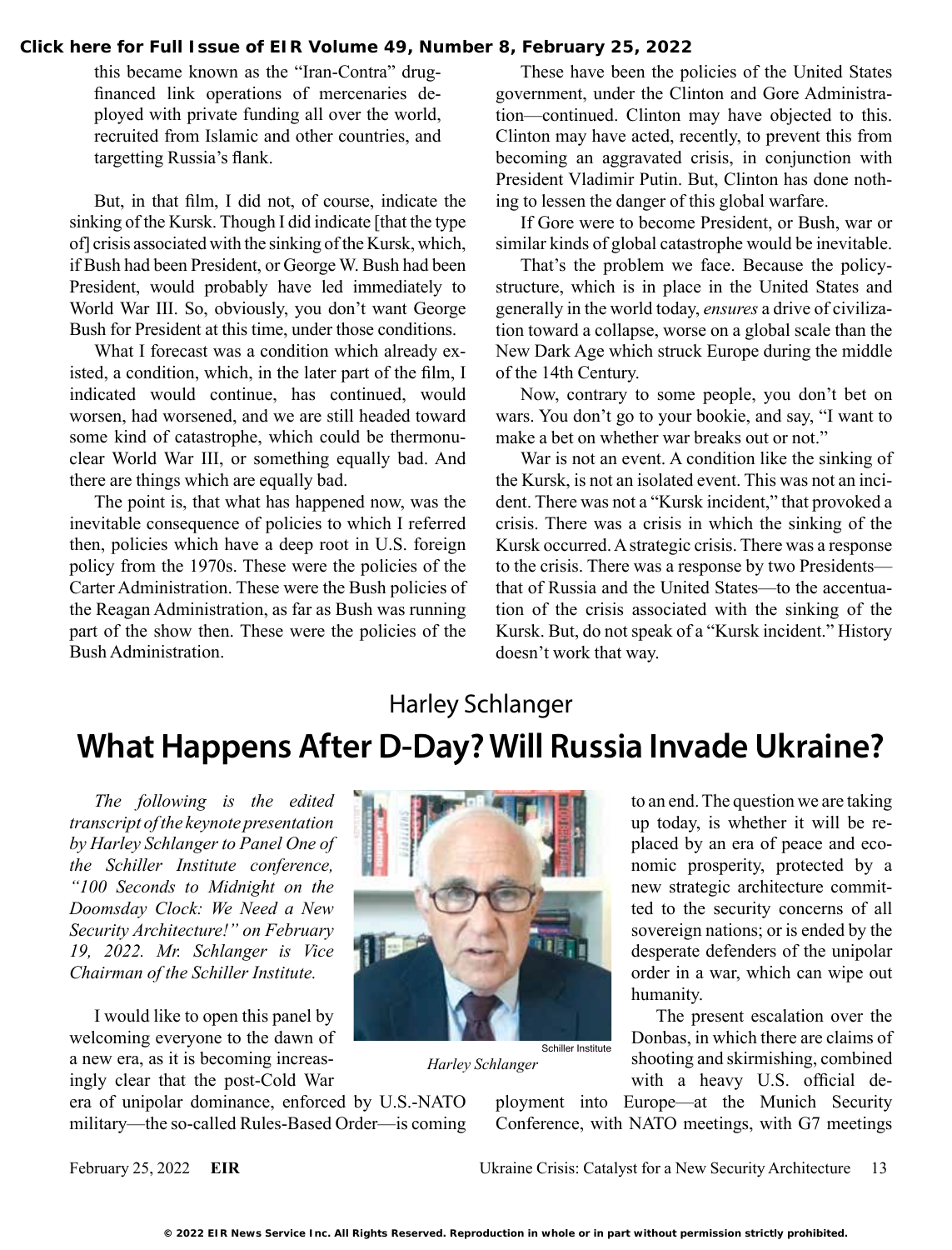this became known as the "Iran-Contra" drug-financed link operations of mercenaries deployed with private funding all over the world, recruited from Islamic and other countries, and targetting Russia's flank.

But, in that film, I did not, of course, indicate the sinking of the Kursk. Though I did indicate [that the type of] crisis associated with the sinking of the Kursk, which, if Bush had been President, or George W. Bush had been President, would probably have led immediately to World War III. So, obviously, you don't want George Bush for President at this time, under those conditions.

What I forecast was a condition which already existed, a condition, which, in the later part of the film, I indicated would continue, has continued, would worsen, had worsened, and we are still headed toward some kind of catastrophe, which could be thermonuclear World War III, or something equally bad. And there are things which are equally bad.

The point is, that what has happened now, was the inevitable consequence of policies to which I referred then, policies which have a deep root in U.S. foreign policy from the 1970s. These were the policies of the Carter Administration. These were the Bush policies of the Reagan Administration, as far as Bush was running part of the show then. These were the policies of the Bush Administration.

These have been the policies of the United States government, under the Clinton and Gore Administration—continued. Clinton may have objected to this. Clinton may have acted, recently, to prevent this from becoming an aggravated crisis, in conjunction with President Vladimir Putin. But, Clinton has done nothing to lessen the danger of this global warfare.

If Gore were to become President, or Bush, war or similar kinds of global catastrophe would be inevitable.

That's the problem we face. Because the policy-structure, which is in place in the United States and generally in the world today, *ensures* a drive of civilization toward a collapse, worse on a global scale than the New Dark Age which struck Europe during the middle of the 14th Century.

Now, contrary to some people, you don't bet on wars. You don't go to your bookie, and say, "I want to make a bet on whether war breaks out or not."

War is not an event. A condition like the sinking of the Kursk, is not an isolated event. This was not an incident. There was not a "Kursk incident," that provoked a crisis. There was a crisis in which the sinking of the Kursk occurred. A strategic crisis. There was a response to the crisis. There was a response by two Presidents—that of Russia and the United States—to the accentuation of the crisis associated with the sinking of the Kursk. But, do not speak of a "Kursk incident." History doesn't work that way.

Harley Schlanger

# What Happens After D-Day? Will Russia Invade Ukraine?

*The following is the edited transcript of the keynote presentation by Harley Schlanger to Panel One of the Schiller Institute conference, "100 Seconds to Midnight on the Doomsday Clock: We Need a New Security Architecture!" on February 19, 2022. Mr. Schlanger is Vice Chairman of the Schiller Institute.*

Schiller Institute
*Harley Schlanger*

I would like to open this panel by welcoming everyone to the dawn of a new era, as it is becoming increasingly clear that the post-Cold War era of unipolar dominance, enforced by U.S.-NATO military—the so-called Rules-Based Order—is coming to an end. The question we are taking up today, is whether it will be replaced by an era of peace and economic prosperity, protected by a new strategic architecture committed to the security concerns of all sovereign nations; or is ended by the desperate defenders of the unipolar order in a war, which can wipe out humanity.

The present escalation over the Donbas, in which there are claims of shooting and skirmishing, combined with a heavy U.S. official deployment into Europe—at the Munich Security Conference, with NATO meetings, with G7 meetings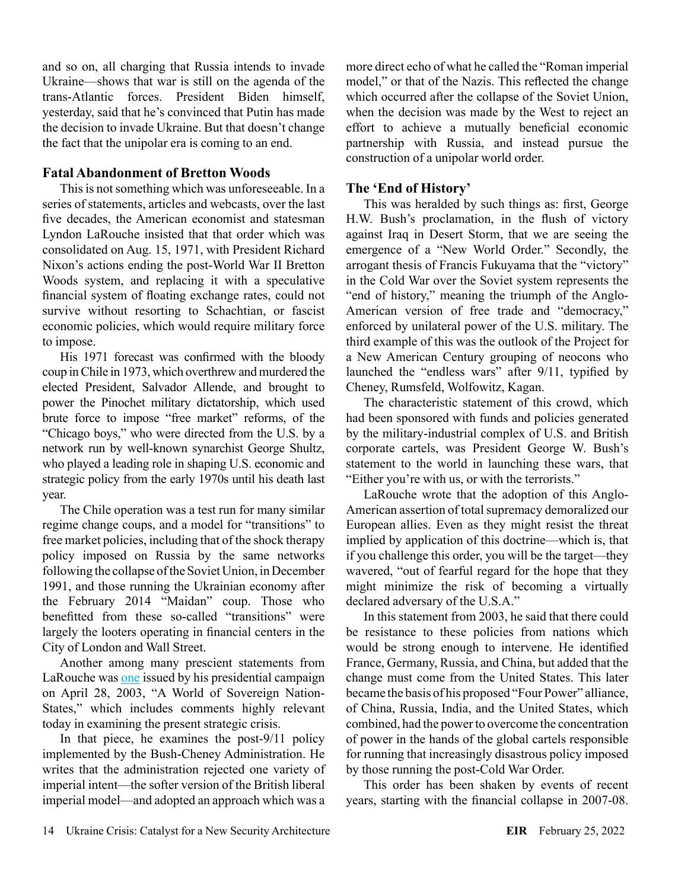and so on, all charging that Russia intends to invade Ukraine—shows that war is still on the agenda of the trans-Atlantic forces. President Biden himself, yesterday, said that he's convinced that Putin has made the decision to invade Ukraine. But that doesn't change the fact that the unipolar era is coming to an end.

## Fatal Abandonment of Bretton Woods

This is not something which was unforeseeable. In a series of statements, articles and webcasts, over the last five decades, the American economist and statesman Lyndon LaRouche insisted that that order which was consolidated on Aug. 15, 1971, with President Richard Nixon's actions ending the post-World War II Bretton Woods system, and replacing it with a speculative financial system of floating exchange rates, could not survive without resorting to Schachtian, or fascist economic policies, which would require military force to impose.

His 1971 forecast was confirmed with the bloody coup in Chile in 1973, which overthrew and murdered the elected President, Salvador Allende, and brought to power the Pinochet military dictatorship, which used brute force to impose "free market" reforms, of the "Chicago boys," who were directed from the U.S. by a network run by well-known synarchist George Shultz, who played a leading role in shaping U.S. economic and strategic policy from the early 1970s until his death last year.

The Chile operation was a test run for many similar regime change coups, and a model for "transitions" to free market policies, including that of the shock therapy policy imposed on Russia by the same networks following the collapse of the Soviet Union, in December 1991, and those running the Ukrainian economy after the February 2014 "Maidan" coup. Those who benefitted from these so-called "transitions" were largely the looters operating in financial centers in the City of London and Wall Street.

Another among many prescient statements from LaRouche was one issued by his presidential campaign on April 28, 2003, "A World of Sovereign Nation-States," which includes comments highly relevant today in examining the present strategic crisis.

In that piece, he examines the post-9/11 policy implemented by the Bush-Cheney Administration. He writes that the administration rejected one variety of imperial intent—the softer version of the British liberal imperial model—and adopted an approach which was a more direct echo of what he called the "Roman imperial model," or that of the Nazis. This reflected the change which occurred after the collapse of the Soviet Union, when the decision was made by the West to reject an effort to achieve a mutually beneficial economic partnership with Russia, and instead pursue the construction of a unipolar world order.

## The 'End of History'

This was heralded by such things as: first, George H.W. Bush's proclamation, in the flush of victory against Iraq in Desert Storm, that we are seeing the emergence of a "New World Order." Secondly, the arrogant thesis of Francis Fukuyama that the "victory" in the Cold War over the Soviet system represents the "end of history," meaning the triumph of the Anglo-American version of free trade and "democracy," enforced by unilateral power of the U.S. military. The third example of this was the outlook of the Project for a New American Century grouping of neocons who launched the "endless wars" after 9/11, typified by Cheney, Rumsfeld, Wolfowitz, Kagan.

The characteristic statement of this crowd, which had been sponsored with funds and policies generated by the military-industrial complex of U.S. and British corporate cartels, was President George W. Bush's statement to the world in launching these wars, that "Either you're with us, or with the terrorists."

LaRouche wrote that the adoption of this Anglo-American assertion of total supremacy demoralized our European allies. Even as they might resist the threat implied by application of this doctrine—which is, that if you challenge this order, you will be the target—they wavered, "out of fearful regard for the hope that they might minimize the risk of becoming a virtually declared adversary of the U.S.A."

In this statement from 2003, he said that there could be resistance to these policies from nations which would be strong enough to intervene. He identified France, Germany, Russia, and China, but added that the change must come from the United States. This later became the basis of his proposed "Four Power" alliance, of China, Russia, India, and the United States, which combined, had the power to overcome the concentration of power in the hands of the global cartels responsible for running that increasingly disastrous policy imposed by those running the post-Cold War Order.

This order has been shaken by events of recent years, starting with the financial collapse in 2007-08.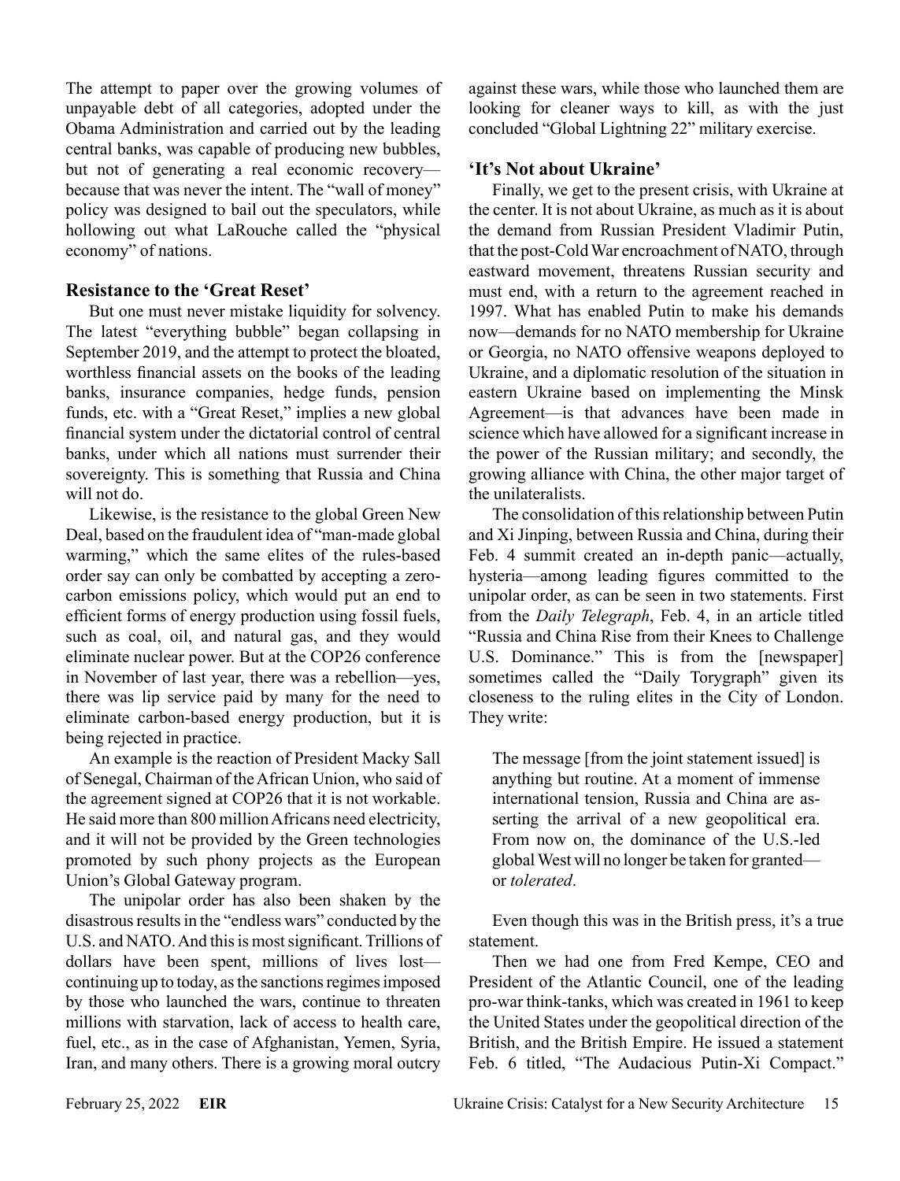The attempt to paper over the growing volumes of unpayable debt of all categories, adopted under the Obama Administration and carried out by the leading central banks, was capable of producing new bubbles, but not of generating a real economic recovery—because that was never the intent. The "wall of money" policy was designed to bail out the speculators, while hollowing out what LaRouche called the "physical economy" of nations.

## Resistance to the 'Great Reset'

But one must never mistake liquidity for solvency. The latest "everything bubble" began collapsing in September 2019, and the attempt to protect the bloated, worthless financial assets on the books of the leading banks, insurance companies, hedge funds, pension funds, etc. with a "Great Reset," implies a new global financial system under the dictatorial control of central banks, under which all nations must surrender their sovereignty. This is something that Russia and China will not do.

Likewise, is the resistance to the global Green New Deal, based on the fraudulent idea of "man-made global warming," which the same elites of the rules-based order say can only be combatted by accepting a zero-carbon emissions policy, which would put an end to efficient forms of energy production using fossil fuels, such as coal, oil, and natural gas, and they would eliminate nuclear power. But at the COP26 conference in November of last year, there was a rebellion—yes, there was lip service paid by many for the need to eliminate carbon-based energy production, but it is being rejected in practice.

An example is the reaction of President Macky Sall of Senegal, Chairman of the African Union, who said of the agreement signed at COP26 that it is not workable. He said more than 800 million Africans need electricity, and it will not be provided by the Green technologies promoted by such phony projects as the European Union's Global Gateway program.

The unipolar order has also been shaken by the disastrous results in the "endless wars" conducted by the U.S. and NATO. And this is most significant. Trillions of dollars have been spent, millions of lives lost—continuing up to today, as the sanctions regimes imposed by those who launched the wars, continue to threaten millions with starvation, lack of access to health care, fuel, etc., as in the case of Afghanistan, Yemen, Syria, Iran, and many others. There is a growing moral outcry against these wars, while those who launched them are looking for cleaner ways to kill, as with the just concluded "Global Lightning 22" military exercise.

## 'It's Not about Ukraine'

Finally, we get to the present crisis, with Ukraine at the center. It is not about Ukraine, as much as it is about the demand from Russian President Vladimir Putin, that the post-Cold War encroachment of NATO, through eastward movement, threatens Russian security and must end, with a return to the agreement reached in 1997. What has enabled Putin to make his demands now—demands for no NATO membership for Ukraine or Georgia, no NATO offensive weapons deployed to Ukraine, and a diplomatic resolution of the situation in eastern Ukraine based on implementing the Minsk Agreement—is that advances have been made in science which have allowed for a significant increase in the power of the Russian military; and secondly, the growing alliance with China, the other major target of the unilateralists.

The consolidation of this relationship between Putin and Xi Jinping, between Russia and China, during their Feb. 4 summit created an in-depth panic—actually, hysteria—among leading figures committed to the unipolar order, as can be seen in two statements. First from the *Daily Telegraph*, Feb. 4, in an article titled "Russia and China Rise from their Knees to Challenge U.S. Dominance." This is from the [newspaper] sometimes called the "Daily Torygraph" given its closeness to the ruling elites in the City of London. They write:

> The message [from the joint statement issued] is anything but routine. At a moment of immense international tension, Russia and China are asserting the arrival of a new geopolitical era. From now on, the dominance of the U.S.-led global West will no longer be taken for granted—or *tolerated*.

Even though this was in the British press, it's a true statement.

Then we had one from Fred Kempe, CEO and President of the Atlantic Council, one of the leading pro-war think-tanks, which was created in 1961 to keep the United States under the geopolitical direction of the British, and the British Empire. He issued a statement Feb. 6 titled, "The Audacious Putin-Xi Compact."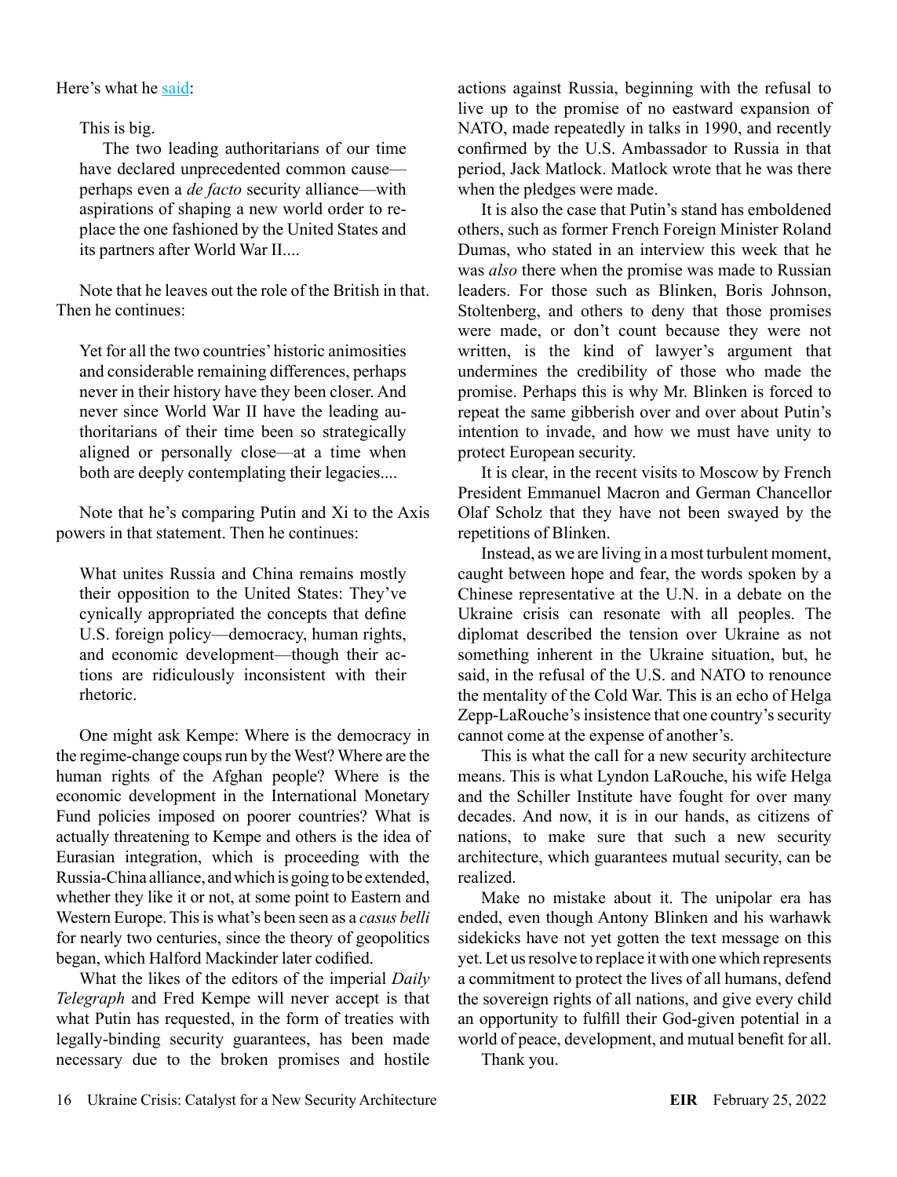Here's what he said:

> This is big.
>
> The two leading authoritarians of our time have declared unprecedented common cause—perhaps even a *de facto* security alliance—with aspirations of shaping a new world order to replace the one fashioned by the United States and its partners after World War II....

Note that he leaves out the role of the British in that. Then he continues:

> Yet for all the two countries' historic animosities and considerable remaining differences, perhaps never in their history have they been closer. And never since World War II have the leading authoritarians of their time been so strategically aligned or personally close—at a time when both are deeply contemplating their legacies....

Note that he's comparing Putin and Xi to the Axis powers in that statement. Then he continues:

> What unites Russia and China remains mostly their opposition to the United States: They've cynically appropriated the concepts that define U.S. foreign policy—democracy, human rights, and economic development—though their actions are ridiculously inconsistent with their rhetoric.

One might ask Kempe: Where is the democracy in the regime-change coups run by the West? Where are the human rights of the Afghan people? Where is the economic development in the International Monetary Fund policies imposed on poorer countries? What is actually threatening to Kempe and others is the idea of Eurasian integration, which is proceeding with the Russia-China alliance, and which is going to be extended, whether they like it or not, at some point to Eastern and Western Europe. This is what's been seen as a *casus belli* for nearly two centuries, since the theory of geopolitics began, which Halford Mackinder later codified.

What the likes of the editors of the imperial *Daily Telegraph* and Fred Kempe will never accept is that what Putin has requested, in the form of treaties with legally-binding security guarantees, has been made necessary due to the broken promises and hostile actions against Russia, beginning with the refusal to live up to the promise of no eastward expansion of NATO, made repeatedly in talks in 1990, and recently confirmed by the U.S. Ambassador to Russia in that period, Jack Matlock. Matlock wrote that he was there when the pledges were made.

It is also the case that Putin's stand has emboldened others, such as former French Foreign Minister Roland Dumas, who stated in an interview this week that he was *also* there when the promise was made to Russian leaders. For those such as Blinken, Boris Johnson, Stoltenberg, and others to deny that those promises were made, or don't count because they were not written, is the kind of lawyer's argument that undermines the credibility of those who made the promise. Perhaps this is why Mr. Blinken is forced to repeat the same gibberish over and over about Putin's intention to invade, and how we must have unity to protect European security.

It is clear, in the recent visits to Moscow by French President Emmanuel Macron and German Chancellor Olaf Scholz that they have not been swayed by the repetitions of Blinken.

Instead, as we are living in a most turbulent moment, caught between hope and fear, the words spoken by a Chinese representative at the U.N. in a debate on the Ukraine crisis can resonate with all peoples. The diplomat described the tension over Ukraine as not something inherent in the Ukraine situation, but, he said, in the refusal of the U.S. and NATO to renounce the mentality of the Cold War. This is an echo of Helga Zepp-LaRouche's insistence that one country's security cannot come at the expense of another's.

This is what the call for a new security architecture means. This is what Lyndon LaRouche, his wife Helga and the Schiller Institute have fought for over many decades. And now, it is in our hands, as citizens of nations, to make sure that such a new security architecture, which guarantees mutual security, can be realized.

Make no mistake about it. The unipolar era has ended, even though Antony Blinken and his warhawk sidekicks have not yet gotten the text message on this yet. Let us resolve to replace it with one which represents a commitment to protect the lives of all humans, defend the sovereign rights of all nations, and give every child an opportunity to fulfill their God-given potential in a world of peace, development, and mutual benefit for all.

Thank you.